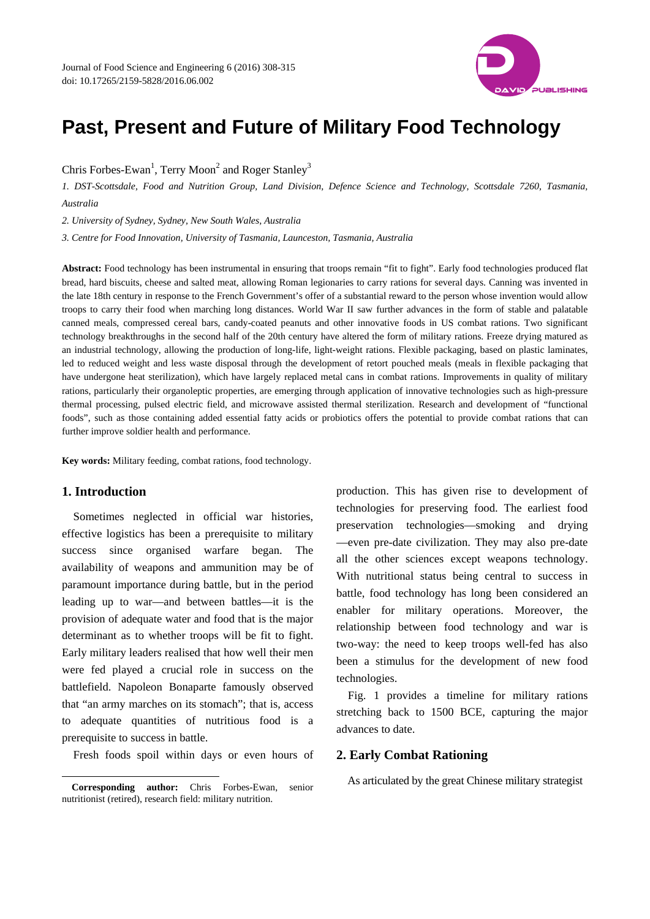# Past, Present and Future of Military Food Technology

Chris Forbes-Ewan[1], Terry Moon[2] and Roger Stanley[3]

*1. DST-Scottsdale, Food and Nutrition Group, Land Division, Defence Science and Technology, Scottsdale 7260, Tasmania, Australia*

*2. University of Sydney, Sydney, New South Wales, Australia*

*3. Centre for Food Innovation, University of Tasmania, Launceston, Tasmania, Australia*

**Abstract:** Food technology has been instrumental in ensuring that troops remain "fit to fight". Early food technologies produced flat bread, hard biscuits, cheese and salted meat, allowing Roman legionaries to carry rations for several days. Canning was invented in the late 18th century in response to the French Government's offer of a substantial reward to the person whose invention would allow troops to carry their food when marching long distances. World War II saw further advances in the form of stable and palatable canned meals, compressed cereal bars, candy-coated peanuts and other innovative foods in US combat rations. Two significant technology breakthroughs in the second half of the 20th century have altered the form of military rations. Freeze drying matured as an industrial technology, allowing the production of long-life, light-weight rations. Flexible packaging, based on plastic laminates, led to reduced weight and less waste disposal through the development of retort pouched meals (meals in flexible packaging that have undergone heat sterilization), which have largely replaced metal cans in combat rations. Improvements in quality of military rations, particularly their organoleptic properties, are emerging through application of innovative technologies such as high-pressure thermal processing, pulsed electric field, and microwave assisted thermal sterilization. Research and development of "functional foods", such as those containing added essential fatty acids or probiotics offers the potential to provide combat rations that can further improve soldier health and performance.

**Key words:** Military feeding, combat rations, food technology.

## 1. Introduction

Sometimes neglected in official war histories, effective logistics has been a prerequisite to military success since organised warfare began. The availability of weapons and ammunition may be of paramount importance during battle, but in the period leading up to war—and between battles—it is the provision of adequate water and food that is the major determinant as to whether troops will be fit to fight. Early military leaders realised that how well their men were fed played a crucial role in success on the battlefield. Napoleon Bonaparte famously observed that "an army marches on its stomach"; that is, access to adequate quantities of nutritious food is a prerequisite to success in battle.

Fresh foods spoil within days or even hours of production. This has given rise to development of technologies for preserving food. The earliest food preservation technologies—smoking and drying—even pre-date civilization. They may also pre-date all the other sciences except weapons technology. With nutritional status being central to success in battle, food technology has long been considered an enabler for military operations. Moreover, the relationship between food technology and war is two-way: the need to keep troops well-fed has also been a stimulus for the development of new food technologies.

Fig. 1 provides a timeline for military rations stretching back to 1500 BCE, capturing the major advances to date.

## 2. Early Combat Rationing

As articulated by the great Chinese military strategist

---

**Corresponding author:** Chris Forbes-Ewan, senior nutritionist (retired), research field: military nutrition.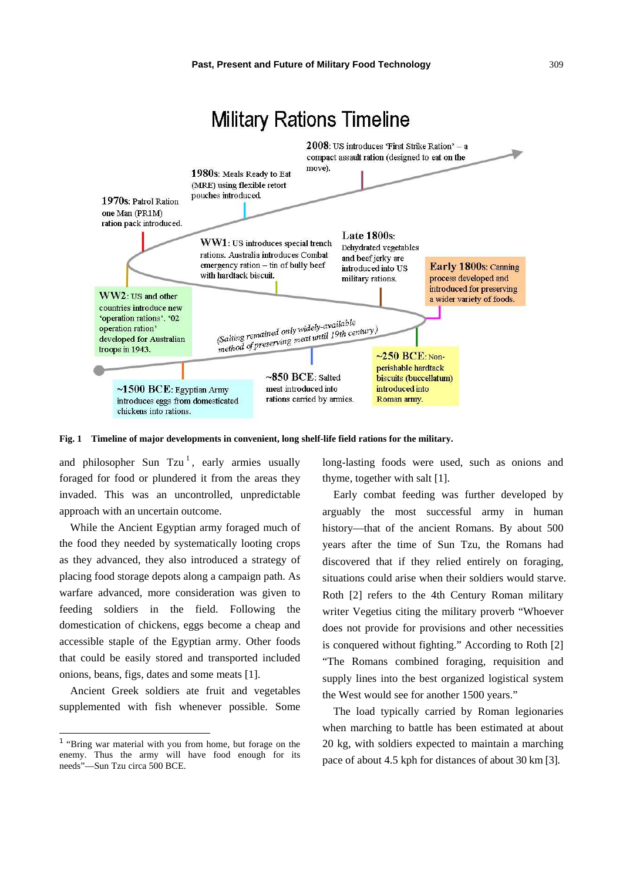Military Rations Timeline

~1500 BCE: Egyptian Army introduces eggs from domesticated chickens into rations.

~850 BCE: Salted meat introduced into rations carried by armies.

(Salting remained only widely-available method of preserving meat until 19th century.)

~250 BCE: Non-perishable hardtack biscuits (buccellatum) introduced into Roman army.

Early 1800s: Canning process developed and introduced for preserving a wider variety of foods.

Late 1800s: Dehydrated vegetables and beef jerky are introduced into US military rations.

WW1: US introduces special trench rations. Australia introduces Combat emergency ration – tin of bully beef with hardtack biscuit.

WW2: US and other countries introduce new 'operation rations'. '02 operation ration' developed for Australian troops in 1943.

1970s: Patrol Ration one Man (PR1M) ration pack introduced.

1980s: Meals Ready to Eat (MRE) using flexible retort pouches introduced.

2008: US introduces 'First Strike Ration' – a compact assault ration (designed to eat on the move).

**Fig. 1 Timeline of major developments in convenient, long shelf-life field rations for the military.**

and philosopher Sun Tzu [1], early armies usually foraged for food or plundered it from the areas they invaded. This was an uncontrolled, unpredictable approach with an uncertain outcome.

While the Ancient Egyptian army foraged much of the food they needed by systematically looting crops as they advanced, they also introduced a strategy of placing food storage depots along a campaign path. As warfare advanced, more consideration was given to feeding soldiers in the field. Following the domestication of chickens, eggs become a cheap and accessible staple of the Egyptian army. Other foods that could be easily stored and transported included onions, beans, figs, dates and some meats [1].

Ancient Greek soldiers ate fruit and vegetables supplemented with fish whenever possible. Some long-lasting foods were used, such as onions and thyme, together with salt [1].

Early combat feeding was further developed by arguably the most successful army in human history—that of the ancient Romans. By about 500 years after the time of Sun Tzu, the Romans had discovered that if they relied entirely on foraging, situations could arise when their soldiers would starve. Roth [2] refers to the 4th Century Roman military writer Vegetius citing the military proverb "Whoever does not provide for provisions and other necessities is conquered without fighting." According to Roth [2] "The Romans combined foraging, requisition and supply lines into the best organized logistical system the West would see for another 1500 years."

The load typically carried by Roman legionaries when marching to battle has been estimated at about 20 kg, with soldiers expected to maintain a marching pace of about 4.5 kph for distances of about 30 km [3].

[1] "Bring war material with you from home, but forage on the enemy. Thus the army will have food enough for its needs"—Sun Tzu circa 500 BCE.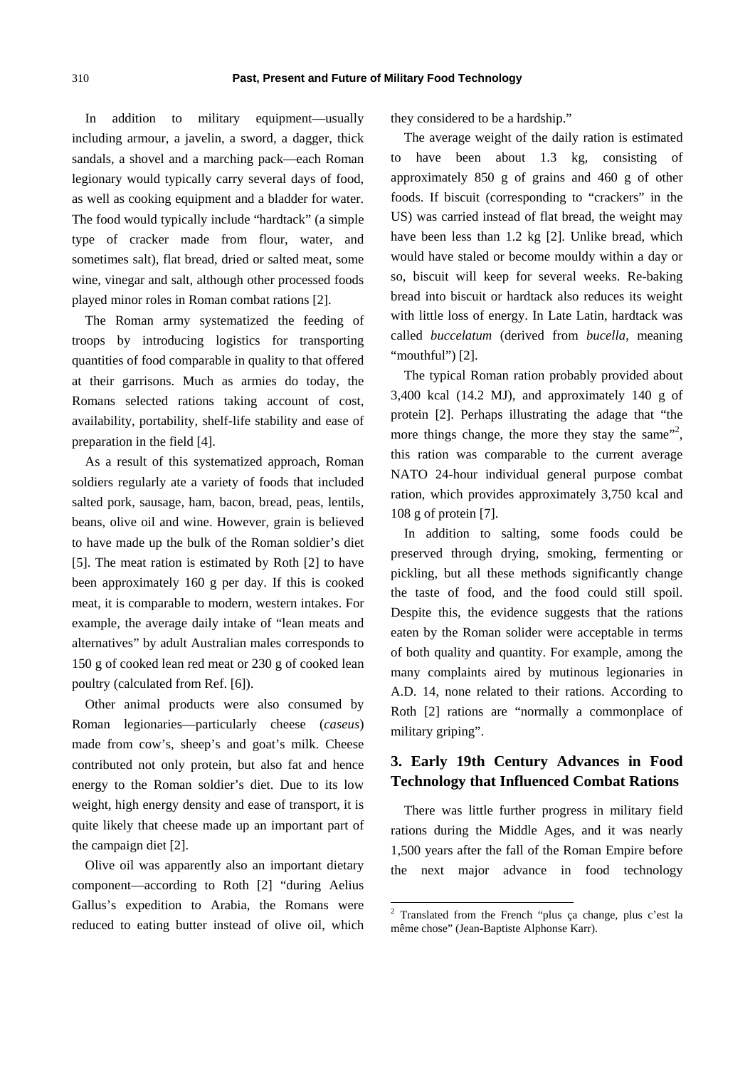In addition to military equipment—usually including armour, a javelin, a sword, a dagger, thick sandals, a shovel and a marching pack—each Roman legionary would typically carry several days of food, as well as cooking equipment and a bladder for water. The food would typically include "hardtack" (a simple type of cracker made from flour, water, and sometimes salt), flat bread, dried or salted meat, some wine, vinegar and salt, although other processed foods played minor roles in Roman combat rations [2].

The Roman army systematized the feeding of troops by introducing logistics for transporting quantities of food comparable in quality to that offered at their garrisons. Much as armies do today, the Romans selected rations taking account of cost, availability, portability, shelf-life stability and ease of preparation in the field [4].

As a result of this systematized approach, Roman soldiers regularly ate a variety of foods that included salted pork, sausage, ham, bacon, bread, peas, lentils, beans, olive oil and wine. However, grain is believed to have made up the bulk of the Roman soldier's diet [5]. The meat ration is estimated by Roth [2] to have been approximately 160 g per day. If this is cooked meat, it is comparable to modern, western intakes. For example, the average daily intake of "lean meats and alternatives" by adult Australian males corresponds to 150 g of cooked lean red meat or 230 g of cooked lean poultry (calculated from Ref. [6]).

Other animal products were also consumed by Roman legionaries—particularly cheese (*caseus*) made from cow's, sheep's and goat's milk. Cheese contributed not only protein, but also fat and hence energy to the Roman soldier's diet. Due to its low weight, high energy density and ease of transport, it is quite likely that cheese made up an important part of the campaign diet [2].

Olive oil was apparently also an important dietary component—according to Roth [2] "during Aelius Gallus's expedition to Arabia, the Romans were reduced to eating butter instead of olive oil, which they considered to be a hardship."

The average weight of the daily ration is estimated to have been about 1.3 kg, consisting of approximately 850 g of grains and 460 g of other foods. If biscuit (corresponding to "crackers" in the US) was carried instead of flat bread, the weight may have been less than 1.2 kg [2]. Unlike bread, which would have staled or become mouldy within a day or so, biscuit will keep for several weeks. Re-baking bread into biscuit or hardtack also reduces its weight with little loss of energy. In Late Latin, hardtack was called *buccelatum* (derived from *bucella*, meaning "mouthful") [2].

The typical Roman ration probably provided about 3,400 kcal (14.2 MJ), and approximately 140 g of protein [2]. Perhaps illustrating the adage that "the more things change, the more they stay the same"[2], this ration was comparable to the current average NATO 24-hour individual general purpose combat ration, which provides approximately 3,750 kcal and 108 g of protein [7].

In addition to salting, some foods could be preserved through drying, smoking, fermenting or pickling, but all these methods significantly change the taste of food, and the food could still spoil. Despite this, the evidence suggests that the rations eaten by the Roman solider were acceptable in terms of both quality and quantity. For example, among the many complaints aired by mutinous legionaries in A.D. 14, none related to their rations. According to Roth [2] rations are "normally a commonplace of military griping".

## 3. Early 19th Century Advances in Food Technology that Influenced Combat Rations

There was little further progress in military field rations during the Middle Ages, and it was nearly 1,500 years after the fall of the Roman Empire before the next major advance in food technology

[2] Translated from the French "plus ça change, plus c'est la même chose" (Jean-Baptiste Alphonse Karr).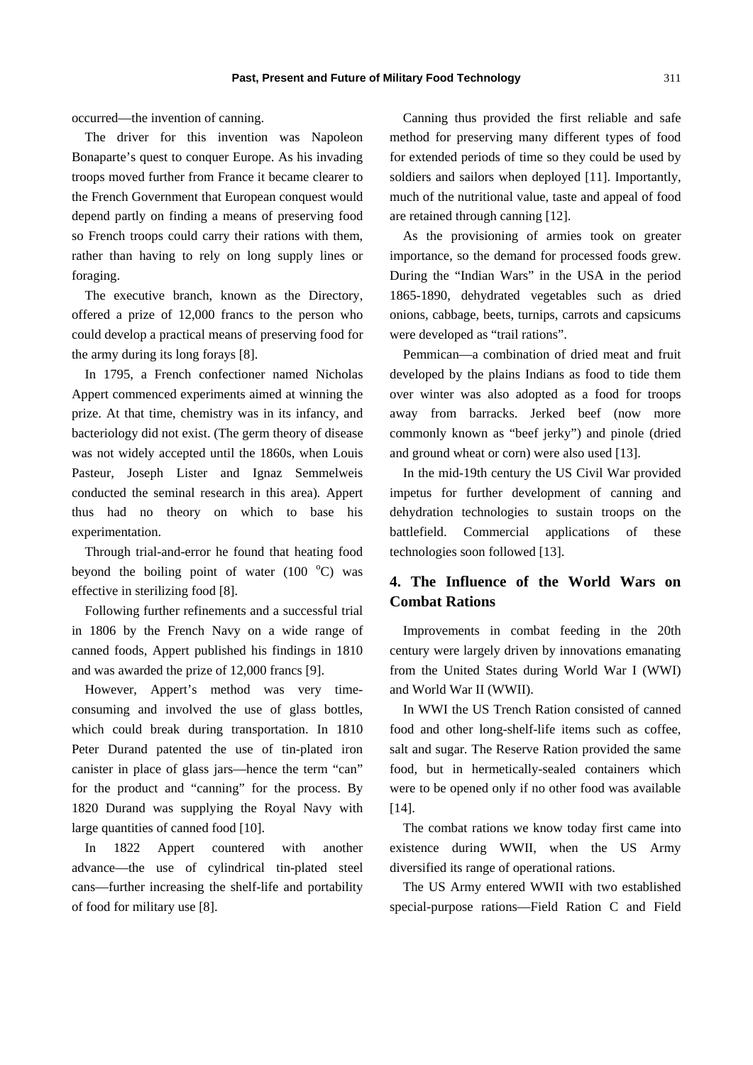occurred—the invention of canning.

The driver for this invention was Napoleon Bonaparte's quest to conquer Europe. As his invading troops moved further from France it became clearer to the French Government that European conquest would depend partly on finding a means of preserving food so French troops could carry their rations with them, rather than having to rely on long supply lines or foraging.

The executive branch, known as the Directory, offered a prize of 12,000 francs to the person who could develop a practical means of preserving food for the army during its long forays [8].

In 1795, a French confectioner named Nicholas Appert commenced experiments aimed at winning the prize. At that time, chemistry was in its infancy, and bacteriology did not exist. (The germ theory of disease was not widely accepted until the 1860s, when Louis Pasteur, Joseph Lister and Ignaz Semmelweis conducted the seminal research in this area). Appert thus had no theory on which to base his experimentation.

Through trial-and-error he found that heating food beyond the boiling point of water (100 $^{o}$C) was effective in sterilizing food [8].

Following further refinements and a successful trial in 1806 by the French Navy on a wide range of canned foods, Appert published his findings in 1810 and was awarded the prize of 12,000 francs [9].

However, Appert's method was very time-consuming and involved the use of glass bottles, which could break during transportation. In 1810 Peter Durand patented the use of tin-plated iron canister in place of glass jars—hence the term "can" for the product and "canning" for the process. By 1820 Durand was supplying the Royal Navy with large quantities of canned food [10].

In 1822 Appert countered with another advance—the use of cylindrical tin-plated steel cans—further increasing the shelf-life and portability of food for military use [8].

Canning thus provided the first reliable and safe method for preserving many different types of food for extended periods of time so they could be used by soldiers and sailors when deployed [11]. Importantly, much of the nutritional value, taste and appeal of food are retained through canning [12].

As the provisioning of armies took on greater importance, so the demand for processed foods grew. During the "Indian Wars" in the USA in the period 1865-1890, dehydrated vegetables such as dried onions, cabbage, beets, turnips, carrots and capsicums were developed as "trail rations".

Pemmican—a combination of dried meat and fruit developed by the plains Indians as food to tide them over winter was also adopted as a food for troops away from barracks. Jerked beef (now more commonly known as "beef jerky") and pinole (dried and ground wheat or corn) were also used [13].

In the mid-19th century the US Civil War provided impetus for further development of canning and dehydration technologies to sustain troops on the battlefield. Commercial applications of these technologies soon followed [13].

## 4. The Influence of the World Wars on Combat Rations

Improvements in combat feeding in the 20th century were largely driven by innovations emanating from the United States during World War I (WWI) and World War II (WWII).

In WWI the US Trench Ration consisted of canned food and other long-shelf-life items such as coffee, salt and sugar. The Reserve Ration provided the same food, but in hermetically-sealed containers which were to be opened only if no other food was available [14].

The combat rations we know today first came into existence during WWII, when the US Army diversified its range of operational rations.

The US Army entered WWII with two established special-purpose rations—Field Ration C and Field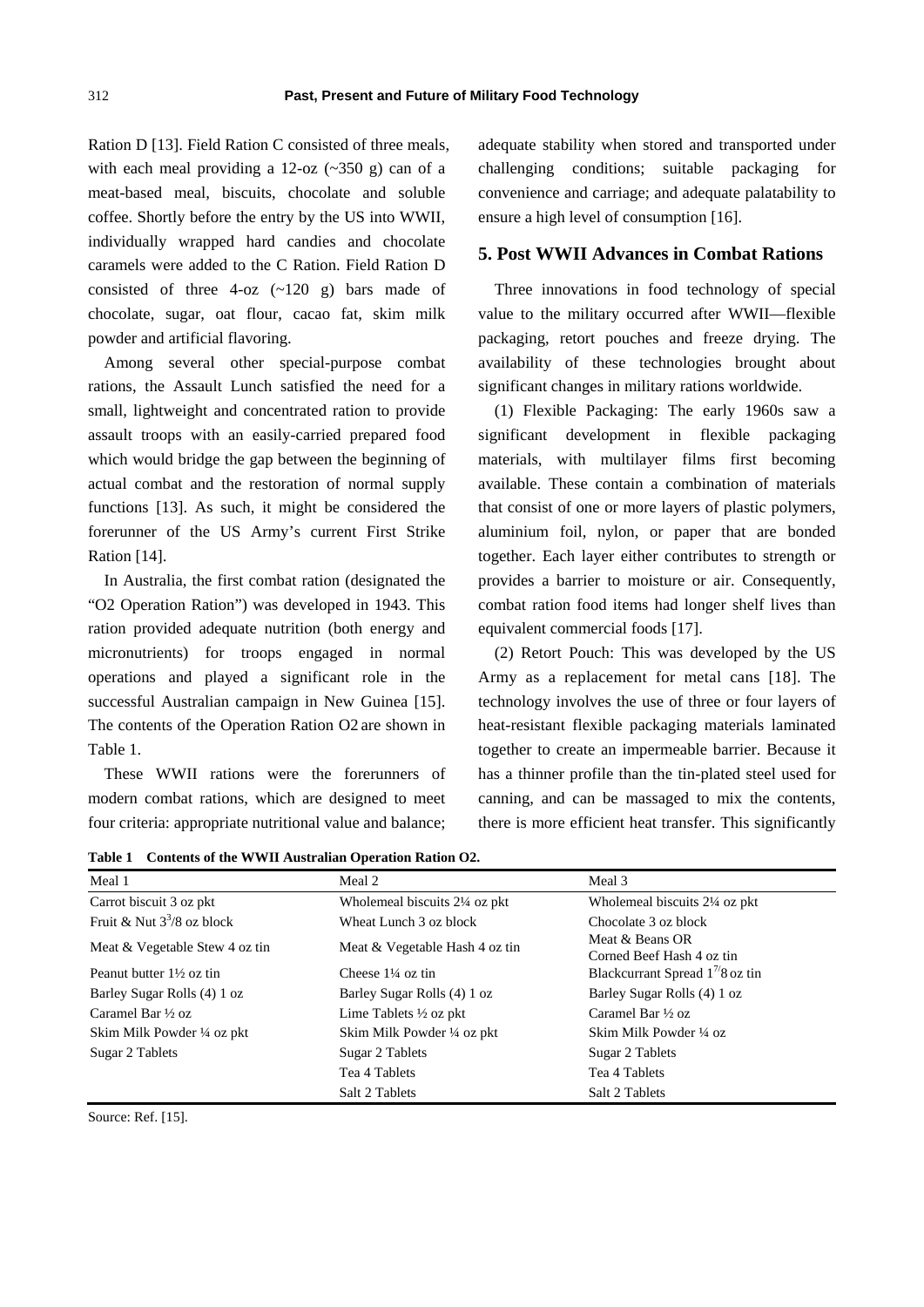Ration D [13]. Field Ration C consisted of three meals, with each meal providing a 12-oz (~350 g) can of a meat-based meal, biscuits, chocolate and soluble coffee. Shortly before the entry by the US into WWII, individually wrapped hard candies and chocolate caramels were added to the C Ration. Field Ration D consisted of three 4-oz (~120 g) bars made of chocolate, sugar, oat flour, cacao fat, skim milk powder and artificial flavoring.

Among several other special-purpose combat rations, the Assault Lunch satisfied the need for a small, lightweight and concentrated ration to provide assault troops with an easily-carried prepared food which would bridge the gap between the beginning of actual combat and the restoration of normal supply functions [13]. As such, it might be considered the forerunner of the US Army's current First Strike Ration [14].

In Australia, the first combat ration (designated the "O2 Operation Ration") was developed in 1943. This ration provided adequate nutrition (both energy and micronutrients) for troops engaged in normal operations and played a significant role in the successful Australian campaign in New Guinea [15]. The contents of the Operation Ration O2 are shown in Table 1.

These WWII rations were the forerunners of modern combat rations, which are designed to meet four criteria: appropriate nutritional value and balance; adequate stability when stored and transported under challenging conditions; suitable packaging for convenience and carriage; and adequate palatability to ensure a high level of consumption [16].

## 5. Post WWII Advances in Combat Rations

Three innovations in food technology of special value to the military occurred after WWII—flexible packaging, retort pouches and freeze drying. The availability of these technologies brought about significant changes in military rations worldwide.

(1) Flexible Packaging: The early 1960s saw a significant development in flexible packaging materials, with multilayer films first becoming available. These contain a combination of materials that consist of one or more layers of plastic polymers, aluminium foil, nylon, or paper that are bonded together. Each layer either contributes to strength or provides a barrier to moisture or air. Consequently, combat ration food items had longer shelf lives than equivalent commercial foods [17].

(2) Retort Pouch: This was developed by the US Army as a replacement for metal cans [18]. The technology involves the use of three or four layers of heat-resistant flexible packaging materials laminated together to create an impermeable barrier. Because it has a thinner profile than the tin-plated steel used for canning, and can be massaged to mix the contents, there is more efficient heat transfer. This significantly

**Table 1 Contents of the WWII Australian Operation Ration O2.**

| Meal 1 | Meal 2 | Meal 3 |
|---|---|---|
| Carrot biscuit 3 oz pkt | Wholemeal biscuits 2¼ oz pkt | Wholemeal biscuits 2¼ oz pkt |
| Fruit & Nut $3^{3}/8$ oz block | Wheat Lunch 3 oz block | Chocolate 3 oz block |
| Meat & Vegetable Stew 4 oz tin | Meat & Vegetable Hash 4 oz tin | Meat & Beans OR Corned Beef Hash 4 oz tin |
| Peanut butter 1½ oz tin | Cheese 1¼ oz tin | Blackcurrant Spread $1^{7}/8$ oz tin |
| Barley Sugar Rolls (4) 1 oz | Barley Sugar Rolls (4) 1 oz | Barley Sugar Rolls (4) 1 oz |
| Caramel Bar ½ oz | Lime Tablets ½ oz pkt | Caramel Bar ½ oz |
| Skim Milk Powder ¼ oz pkt | Skim Milk Powder ¼ oz pkt | Skim Milk Powder ¼ oz |
| Sugar 2 Tablets | Sugar 2 Tablets | Sugar 2 Tablets |
| | Tea 4 Tablets | Tea 4 Tablets |
| | Salt 2 Tablets | Salt 2 Tablets |

Source: Ref. [15].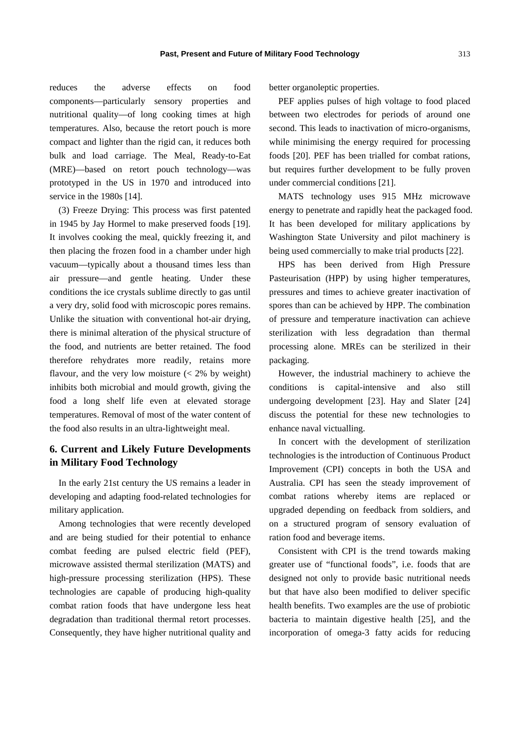reduces the adverse effects on food components—particularly sensory properties and nutritional quality—of long cooking times at high temperatures. Also, because the retort pouch is more compact and lighter than the rigid can, it reduces both bulk and load carriage. The Meal, Ready-to-Eat (MRE)—based on retort pouch technology—was prototyped in the US in 1970 and introduced into service in the 1980s [14].

(3) Freeze Drying: This process was first patented in 1945 by Jay Hormel to make preserved foods [19]. It involves cooking the meal, quickly freezing it, and then placing the frozen food in a chamber under high vacuum—typically about a thousand times less than air pressure—and gentle heating. Under these conditions the ice crystals sublime directly to gas until a very dry, solid food with microscopic pores remains. Unlike the situation with conventional hot-air drying, there is minimal alteration of the physical structure of the food, and nutrients are better retained. The food therefore rehydrates more readily, retains more flavour, and the very low moisture (< 2% by weight) inhibits both microbial and mould growth, giving the food a long shelf life even at elevated storage temperatures. Removal of most of the water content of the food also results in an ultra-lightweight meal.

## 6. Current and Likely Future Developments in Military Food Technology

In the early 21st century the US remains a leader in developing and adapting food-related technologies for military application.

Among technologies that were recently developed and are being studied for their potential to enhance combat feeding are pulsed electric field (PEF), microwave assisted thermal sterilization (MATS) and high-pressure processing sterilization (HPS). These technologies are capable of producing high-quality combat ration foods that have undergone less heat degradation than traditional thermal retort processes. Consequently, they have higher nutritional quality and better organoleptic properties.

PEF applies pulses of high voltage to food placed between two electrodes for periods of around one second. This leads to inactivation of micro-organisms, while minimising the energy required for processing foods [20]. PEF has been trialled for combat rations, but requires further development to be fully proven under commercial conditions [21].

MATS technology uses 915 MHz microwave energy to penetrate and rapidly heat the packaged food. It has been developed for military applications by Washington State University and pilot machinery is being used commercially to make trial products [22].

HPS has been derived from High Pressure Pasteurisation (HPP) by using higher temperatures, pressures and times to achieve greater inactivation of spores than can be achieved by HPP. The combination of pressure and temperature inactivation can achieve sterilization with less degradation than thermal processing alone. MREs can be sterilized in their packaging.

However, the industrial machinery to achieve the conditions is capital-intensive and also still undergoing development [23]. Hay and Slater [24] discuss the potential for these new technologies to enhance naval victualling.

In concert with the development of sterilization technologies is the introduction of Continuous Product Improvement (CPI) concepts in both the USA and Australia. CPI has seen the steady improvement of combat rations whereby items are replaced or upgraded depending on feedback from soldiers, and on a structured program of sensory evaluation of ration food and beverage items.

Consistent with CPI is the trend towards making greater use of "functional foods", i.e. foods that are designed not only to provide basic nutritional needs but that have also been modified to deliver specific health benefits. Two examples are the use of probiotic bacteria to maintain digestive health [25], and the incorporation of omega-3 fatty acids for reducing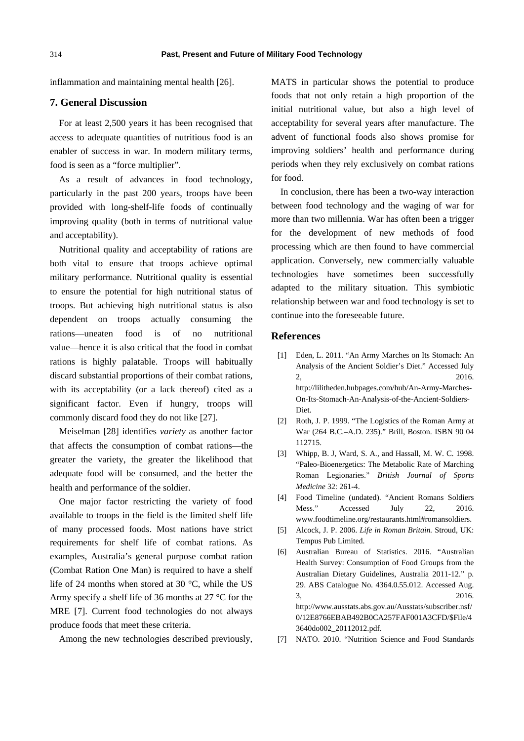inflammation and maintaining mental health [26].

## 7. General Discussion

For at least 2,500 years it has been recognised that access to adequate quantities of nutritious food is an enabler of success in war. In modern military terms, food is seen as a "force multiplier".

As a result of advances in food technology, particularly in the past 200 years, troops have been provided with long-shelf-life foods of continually improving quality (both in terms of nutritional value and acceptability).

Nutritional quality and acceptability of rations are both vital to ensure that troops achieve optimal military performance. Nutritional quality is essential to ensure the potential for high nutritional status of troops. But achieving high nutritional status is also dependent on troops actually consuming the rations—uneaten food is of no nutritional value—hence it is also critical that the food in combat rations is highly palatable. Troops will habitually discard substantial proportions of their combat rations, with its acceptability (or a lack thereof) cited as a significant factor. Even if hungry, troops will commonly discard food they do not like [27].

Meiselman [28] identifies *variety* as another factor that affects the consumption of combat rations—the greater the variety, the greater the likelihood that adequate food will be consumed, and the better the health and performance of the soldier.

One major factor restricting the variety of food available to troops in the field is the limited shelf life of many processed foods. Most nations have strict requirements for shelf life of combat rations. As examples, Australia's general purpose combat ration (Combat Ration One Man) is required to have a shelf life of 24 months when stored at 30 °C, while the US Army specify a shelf life of 36 months at 27 °C for the MRE [7]. Current food technologies do not always produce foods that meet these criteria.

Among the new technologies described previously, MATS in particular shows the potential to produce foods that not only retain a high proportion of the initial nutritional value, but also a high level of acceptability for several years after manufacture. The advent of functional foods also shows promise for improving soldiers' health and performance during periods when they rely exclusively on combat rations for food.

In conclusion, there has been a two-way interaction between food technology and the waging of war for more than two millennia. War has often been a trigger for the development of new methods of food processing which are then found to have commercial application. Conversely, new commercially valuable technologies have sometimes been successfully adapted to the military situation. This symbiotic relationship between war and food technology is set to continue into the foreseeable future.

## References

[1] Eden, L. 2011. "An Army Marches on Its Stomach: An Analysis of the Ancient Soldier's Diet." Accessed July 2, 2016. http://lilitheden.hubpages.com/hub/An-Army-Marches-On-Its-Stomach-An-Analysis-of-the-Ancient-Soldiers-Diet.

[2] Roth, J. P. 1999. "The Logistics of the Roman Army at War (264 B.C.–A.D. 235)." Brill, Boston. ISBN 90 04 112715.

[3] Whipp, B. J, Ward, S. A., and Hassall, M. W. C. 1998. "Paleo-Bioenergetics: The Metabolic Rate of Marching Roman Legionaries." *British Journal of Sports Medicine* 32: 261-4.

[4] Food Timeline (undated). "Ancient Romans Soldiers Mess." Accessed July 22, 2016. www.foodtimeline.org/restaurants.html#romansoldiers.

[5] Alcock, J. P. 2006. *Life in Roman Britain.* Stroud, UK: Tempus Pub Limited.

[6] Australian Bureau of Statistics. 2016. "Australian Health Survey: Consumption of Food Groups from the Australian Dietary Guidelines, Australia 2011-12." p. 29. ABS Catalogue No. 4364.0.55.012. Accessed Aug. 3, 2016. http://www.ausstats.abs.gov.au/Ausstats/subscriber.nsf/0/12E8766EBAB492B0CA257FAF001A3CFD/$File/43640do002_20112012.pdf.

[7] NATO. 2010. "Nutrition Science and Food Standards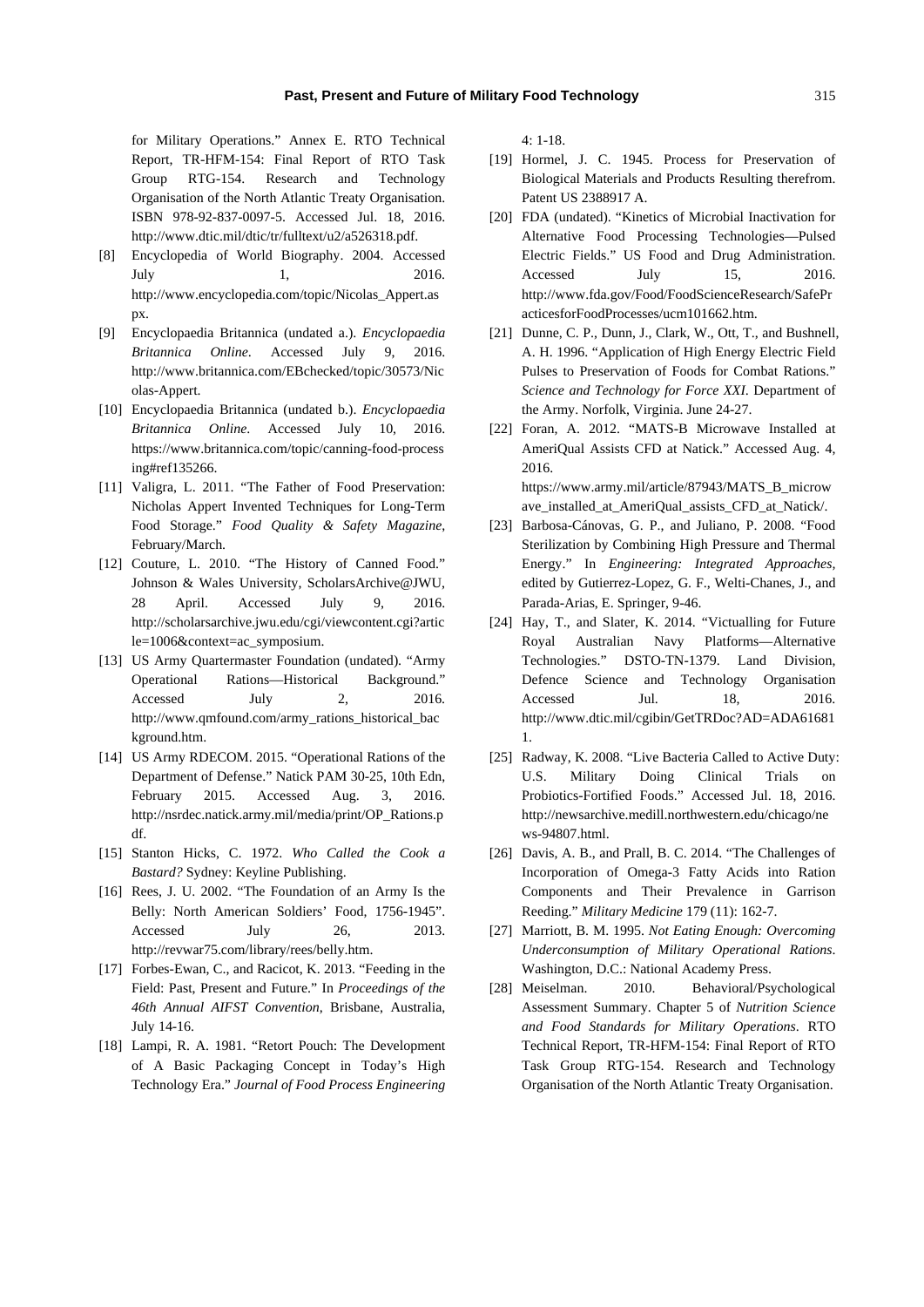for Military Operations." Annex E. RTO Technical Report, TR-HFM-154: Final Report of RTO Task Group RTG-154. Research and Technology Organisation of the North Atlantic Treaty Organisation. ISBN 978-92-837-0097-5. Accessed Jul. 18, 2016. http://www.dtic.mil/dtic/tr/fulltext/u2/a526318.pdf.

[8] Encyclopedia of World Biography. 2004. Accessed July 1, 2016. http://www.encyclopedia.com/topic/Nicolas_Appert.aspx.

[9] Encyclopaedia Britannica (undated a.). *Encyclopaedia Britannica Online*. Accessed July 9, 2016. http://www.britannica.com/EBchecked/topic/30573/Nicolas-Appert.

[10] Encyclopaedia Britannica (undated b.). *Encyclopaedia Britannica Online*. Accessed July 10, 2016. https://www.britannica.com/topic/canning-food-processing#ref135266.

[11] Valigra, L. 2011. "The Father of Food Preservation: Nicholas Appert Invented Techniques for Long-Term Food Storage." *Food Quality & Safety Magazine*, February/March.

[12] Couture, L. 2010. "The History of Canned Food." Johnson & Wales University, ScholarsArchive@JWU, 28 April. Accessed July 9, 2016. http://scholarsarchive.jwu.edu/cgi/viewcontent.cgi?article=1006&context=ac_symposium.

[13] US Army Quartermaster Foundation (undated). "Army Operational Rations—Historical Background." Accessed July 2, 2016. http://www.qmfound.com/army_rations_historical_background.htm.

[14] US Army RDECOM. 2015. "Operational Rations of the Department of Defense." Natick PAM 30-25, 10th Edn, February 2015. Accessed Aug. 3, 2016. http://nsrdec.natick.army.mil/media/print/OP_Rations.pdf.

[15] Stanton Hicks, C. 1972. *Who Called the Cook a Bastard?* Sydney: Keyline Publishing.

[16] Rees, J. U. 2002. "The Foundation of an Army Is the Belly: North American Soldiers' Food, 1756-1945". Accessed July 26, 2013. http://revwar75.com/library/rees/belly.htm.

[17] Forbes-Ewan, C., and Racicot, K. 2013. "Feeding in the Field: Past, Present and Future." In *Proceedings of the 46th Annual AIFST Convention*, Brisbane, Australia, July 14-16.

[18] Lampi, R. A. 1981. "Retort Pouch: The Development of A Basic Packaging Concept in Today's High Technology Era." *Journal of Food Process Engineering* 4: 1-18.

[19] Hormel, J. C. 1945. Process for Preservation of Biological Materials and Products Resulting therefrom. Patent US 2388917 A.

[20] FDA (undated). "Kinetics of Microbial Inactivation for Alternative Food Processing Technologies—Pulsed Electric Fields." US Food and Drug Administration. Accessed July 15, 2016. http://www.fda.gov/Food/FoodScienceResearch/SafePracticesforFoodProcesses/ucm101662.htm.

[21] Dunne, C. P., Dunn, J., Clark, W., Ott, T., and Bushnell, A. H. 1996. "Application of High Energy Electric Field Pulses to Preservation of Foods for Combat Rations." *Science and Technology for Force XXI*. Department of the Army. Norfolk, Virginia. June 24-27.

[22] Foran, A. 2012. "MATS-B Microwave Installed at AmeriQual Assists CFD at Natick." Accessed Aug. 4, 2016. https://www.army.mil/article/87943/MATS_B_microwave_installed_at_AmeriQual_assists_CFD_at_Natick/.

[23] Barbosa-Cánovas, G. P., and Juliano, P. 2008. "Food Sterilization by Combining High Pressure and Thermal Energy." In *Engineering: Integrated Approaches*, edited by Gutierrez-Lopez, G. F., Welti-Chanes, J., and Parada-Arias, E. Springer, 9-46.

[24] Hay, T., and Slater, K. 2014. "Victualling for Future Royal Australian Navy Platforms—Alternative Technologies." DSTO-TN-1379. Land Division, Defence Science and Technology Organisation Accessed Jul. 18, 2016. http://www.dtic.mil/cgibin/GetTRDoc?AD=ADA616811.

[25] Radway, K. 2008. "Live Bacteria Called to Active Duty: U.S. Military Doing Clinical Trials on Probiotics-Fortified Foods." Accessed Jul. 18, 2016. http://newsarchive.medill.northwestern.edu/chicago/news-94807.html.

[26] Davis, A. B., and Prall, B. C. 2014. "The Challenges of Incorporation of Omega-3 Fatty Acids into Ration Components and Their Prevalence in Garrison Reeding." *Military Medicine* 179 (11): 162-7.

[27] Marriott, B. M. 1995. *Not Eating Enough: Overcoming Underconsumption of Military Operational Rations*. Washington, D.C.: National Academy Press.

[28] Meiselman. 2010. Behavioral/Psychological Assessment Summary. Chapter 5 of *Nutrition Science and Food Standards for Military Operations*. RTO Technical Report, TR-HFM-154: Final Report of RTO Task Group RTG-154. Research and Technology Organisation of the North Atlantic Treaty Organisation.